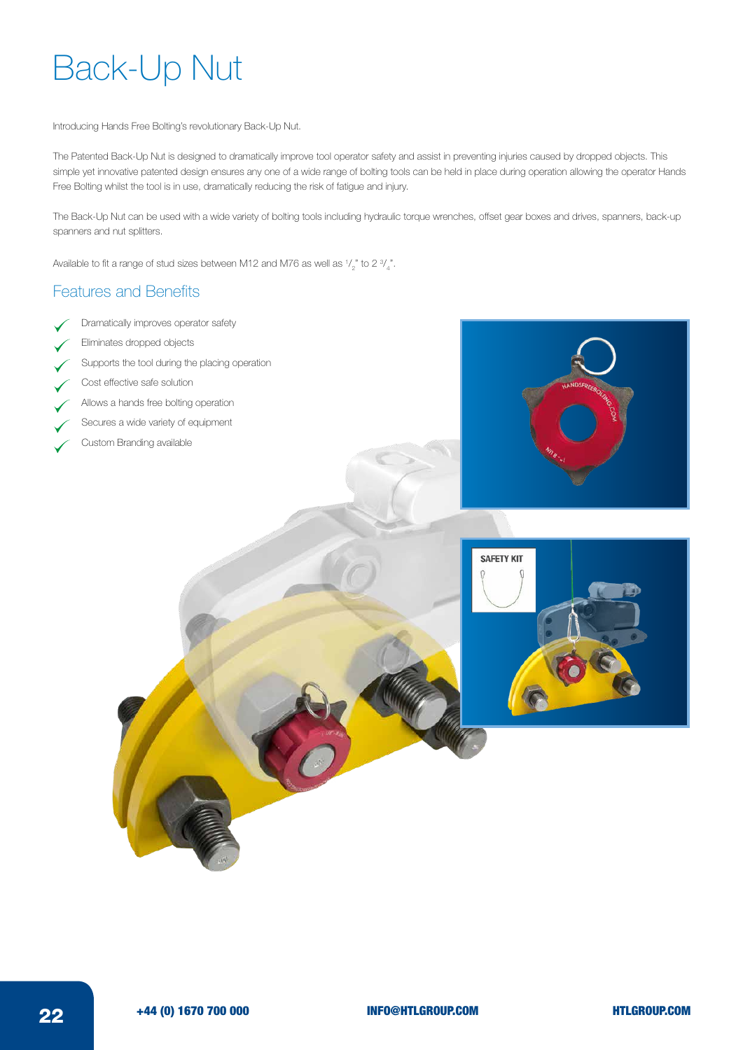# Back-Up Nut

Introducing Hands Free Bolting's revolutionary Back-Up Nut.

The Patented Back-Up Nut is designed to dramatically improve tool operator safety and assist in preventing injuries caused by dropped objects. This simple yet innovative patented design ensures any one of a wide range of bolting tools can be held in place during operation allowing the operator Hands Free Bolting whilst the tool is in use, dramatically reducing the risk of fatigue and injury.

The Back-Up Nut can be used with a wide variety of bolting tools including hydraulic torque wrenches, offset gear boxes and drives, spanners, back-up spanners and nut splitters.

Available to fit a range of stud sizes between M12 and M76 as well as $^{1}/_{2}$" to 2 $^{3}/_{4}$".

## Features and Benefits

- Dramatically improves operator safety
- Eliminates dropped objects
- Supports the tool during the placing operation
- Cost effective safe solution
- Allows a hands free bolting operation
- Secures a wide variety of equipment
- Custom Branding available

SAFETY KIT

+44 (0) 1670 700 000 INFO@HTLGROUP.COM HTLGROUP.COM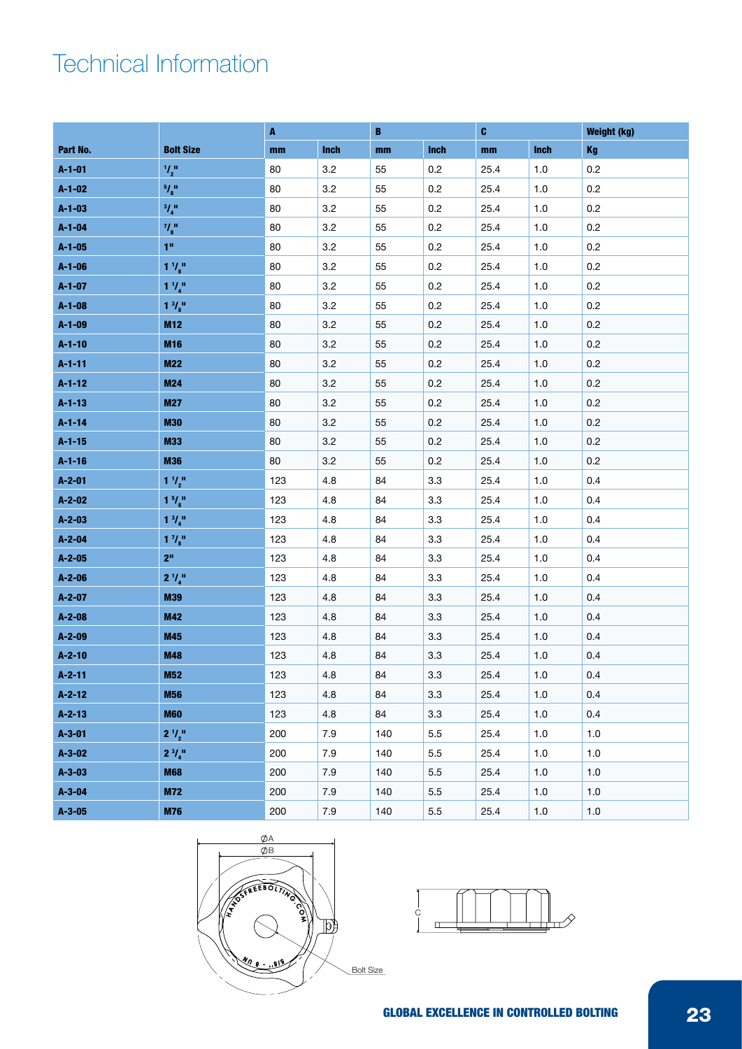# Technical Information

| | | A | | B | | C | | Weight (kg) |
|---|---|---|---|---|---|---|---|---|
| Part No. | Bolt Size | mm | Inch | mm | Inch | mm | Inch | Kg |
| A-1-01 | 1/2" | 80 | 3.2 | 55 | 0.2 | 25.4 | 1.0 | 0.2 |
| A-1-02 | 5/8" | 80 | 3.2 | 55 | 0.2 | 25.4 | 1.0 | 0.2 |
| A-1-03 | 3/4" | 80 | 3.2 | 55 | 0.2 | 25.4 | 1.0 | 0.2 |
| A-1-04 | 7/8" | 80 | 3.2 | 55 | 0.2 | 25.4 | 1.0 | 0.2 |
| A-1-05 | 1" | 80 | 3.2 | 55 | 0.2 | 25.4 | 1.0 | 0.2 |
| A-1-06 | 1 1/8" | 80 | 3.2 | 55 | 0.2 | 25.4 | 1.0 | 0.2 |
| A-1-07 | 1 1/4" | 80 | 3.2 | 55 | 0.2 | 25.4 | 1.0 | 0.2 |
| A-1-08 | 1 3/8" | 80 | 3.2 | 55 | 0.2 | 25.4 | 1.0 | 0.2 |
| A-1-09 | M12 | 80 | 3.2 | 55 | 0.2 | 25.4 | 1.0 | 0.2 |
| A-1-10 | M16 | 80 | 3.2 | 55 | 0.2 | 25.4 | 1.0 | 0.2 |
| A-1-11 | M22 | 80 | 3.2 | 55 | 0.2 | 25.4 | 1.0 | 0.2 |
| A-1-12 | M24 | 80 | 3.2 | 55 | 0.2 | 25.4 | 1.0 | 0.2 |
| A-1-13 | M27 | 80 | 3.2 | 55 | 0.2 | 25.4 | 1.0 | 0.2 |
| A-1-14 | M30 | 80 | 3.2 | 55 | 0.2 | 25.4 | 1.0 | 0.2 |
| A-1-15 | M33 | 80 | 3.2 | 55 | 0.2 | 25.4 | 1.0 | 0.2 |
| A-1-16 | M36 | 80 | 3.2 | 55 | 0.2 | 25.4 | 1.0 | 0.2 |
| A-2-01 | 1 1/2" | 123 | 4.8 | 84 | 3.3 | 25.4 | 1.0 | 0.4 |
| A-2-02 | 1 5/8" | 123 | 4.8 | 84 | 3.3 | 25.4 | 1.0 | 0.4 |
| A-2-03 | 1 3/4" | 123 | 4.8 | 84 | 3.3 | 25.4 | 1.0 | 0.4 |
| A-2-04 | 1 7/8" | 123 | 4.8 | 84 | 3.3 | 25.4 | 1.0 | 0.4 |
| A-2-05 | 2" | 123 | 4.8 | 84 | 3.3 | 25.4 | 1.0 | 0.4 |
| A-2-06 | 2 1/4" | 123 | 4.8 | 84 | 3.3 | 25.4 | 1.0 | 0.4 |
| A-2-07 | M39 | 123 | 4.8 | 84 | 3.3 | 25.4 | 1.0 | 0.4 |
| A-2-08 | M42 | 123 | 4.8 | 84 | 3.3 | 25.4 | 1.0 | 0.4 |
| A-2-09 | M45 | 123 | 4.8 | 84 | 3.3 | 25.4 | 1.0 | 0.4 |
| A-2-10 | M48 | 123 | 4.8 | 84 | 3.3 | 25.4 | 1.0 | 0.4 |
| A-2-11 | M52 | 123 | 4.8 | 84 | 3.3 | 25.4 | 1.0 | 0.4 |
| A-2-12 | M56 | 123 | 4.8 | 84 | 3.3 | 25.4 | 1.0 | 0.4 |
| A-2-13 | M60 | 123 | 4.8 | 84 | 3.3 | 25.4 | 1.0 | 0.4 |
| A-3-01 | 2 1/2" | 200 | 7.9 | 140 | 5.5 | 25.4 | 1.0 | 1.0 |
| A-3-02 | 2 3/4" | 200 | 7.9 | 140 | 5.5 | 25.4 | 1.0 | 1.0 |
| A-3-03 | M68 | 200 | 7.9 | 140 | 5.5 | 25.4 | 1.0 | 1.0 |
| A-3-04 | M72 | 200 | 7.9 | 140 | 5.5 | 25.4 | 1.0 | 1.0 |
| A-3-05 | M76 | 200 | 7.9 | 140 | 5.5 | 25.4 | 1.0 | 1.0 |

ØA
ØB
Bolt Size
C

**GLOBAL EXCELLENCE IN CONTROLLED BOLTING**